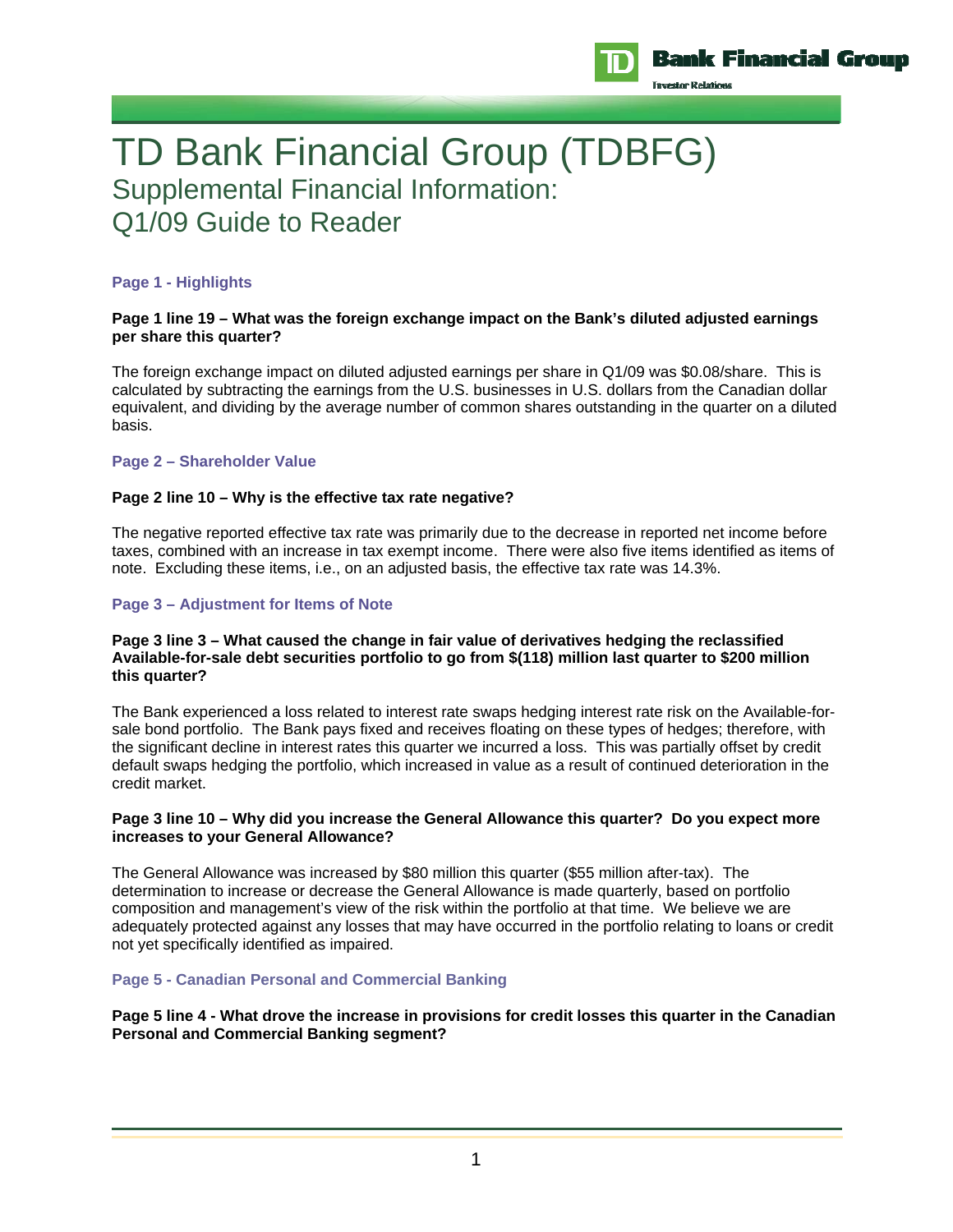# TD Bank Financial Group (TDBFG)

## Supplemental Financial Information: Q1/09 Guide to Reader

### Page 1 - Highlights

**Page 1 line 19 – What was the foreign exchange impact on the Bank's diluted adjusted earnings per share this quarter?**

The foreign exchange impact on diluted adjusted earnings per share in Q1/09 was $0.08/share. This is calculated by subtracting the earnings from the U.S. businesses in U.S. dollars from the Canadian dollar equivalent, and dividing by the average number of common shares outstanding in the quarter on a diluted basis.

### Page 2 – Shareholder Value

**Page 2 line 10 – Why is the effective tax rate negative?**

The negative reported effective tax rate was primarily due to the decrease in reported net income before taxes, combined with an increase in tax exempt income. There were also five items identified as items of note. Excluding these items, i.e., on an adjusted basis, the effective tax rate was 14.3%.

### Page 3 – Adjustment for Items of Note

**Page 3 line 3 – What caused the change in fair value of derivatives hedging the reclassified Available-for-sale debt securities portfolio to go from $(118) million last quarter to $200 million this quarter?**

The Bank experienced a loss related to interest rate swaps hedging interest rate risk on the Available-for-sale bond portfolio. The Bank pays fixed and receives floating on these types of hedges; therefore, with the significant decline in interest rates this quarter we incurred a loss. This was partially offset by credit default swaps hedging the portfolio, which increased in value as a result of continued deterioration in the credit market.

**Page 3 line 10 – Why did you increase the General Allowance this quarter? Do you expect more increases to your General Allowance?**

The General Allowance was increased by $80 million this quarter ($55 million after-tax). The determination to increase or decrease the General Allowance is made quarterly, based on portfolio composition and management's view of the risk within the portfolio at that time. We believe we are adequately protected against any losses that may have occurred in the portfolio relating to loans or credit not yet specifically identified as impaired.

### Page 5 - Canadian Personal and Commercial Banking

**Page 5 line 4 - What drove the increase in provisions for credit losses this quarter in the Canadian Personal and Commercial Banking segment?**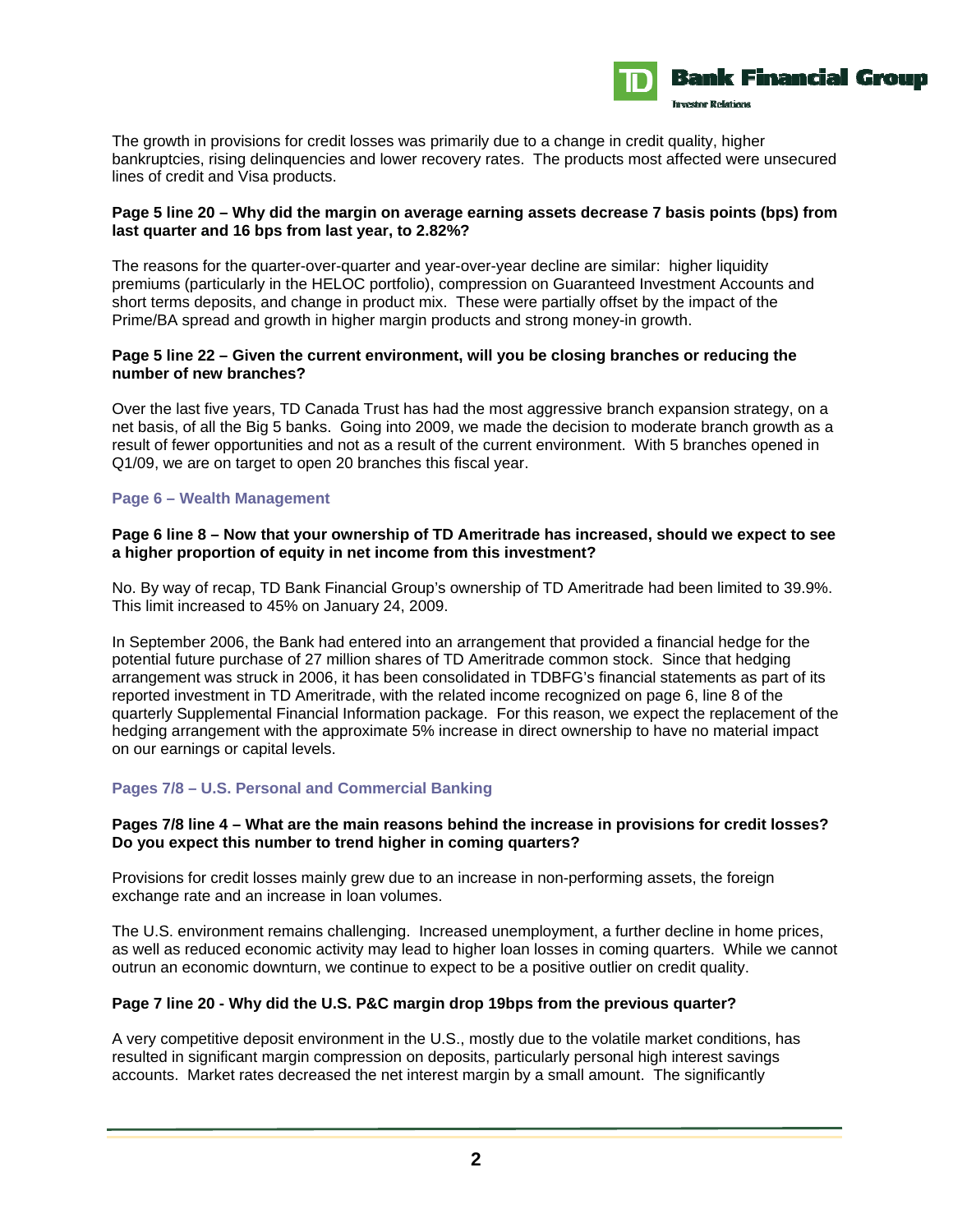The growth in provisions for credit losses was primarily due to a change in credit quality, higher bankruptcies, rising delinquencies and lower recovery rates. The products most affected were unsecured lines of credit and Visa products.

**Page 5 line 20 – Why did the margin on average earning assets decrease 7 basis points (bps) from last quarter and 16 bps from last year, to 2.82%?**

The reasons for the quarter-over-quarter and year-over-year decline are similar: higher liquidity premiums (particularly in the HELOC portfolio), compression on Guaranteed Investment Accounts and short terms deposits, and change in product mix. These were partially offset by the impact of the Prime/BA spread and growth in higher margin products and strong money-in growth.

**Page 5 line 22 – Given the current environment, will you be closing branches or reducing the number of new branches?**

Over the last five years, TD Canada Trust has had the most aggressive branch expansion strategy, on a net basis, of all the Big 5 banks. Going into 2009, we made the decision to moderate branch growth as a result of fewer opportunities and not as a result of the current environment. With 5 branches opened in Q1/09, we are on target to open 20 branches this fiscal year.

## Page 6 – Wealth Management

**Page 6 line 8 – Now that your ownership of TD Ameritrade has increased, should we expect to see a higher proportion of equity in net income from this investment?**

No. By way of recap, TD Bank Financial Group's ownership of TD Ameritrade had been limited to 39.9%. This limit increased to 45% on January 24, 2009.

In September 2006, the Bank had entered into an arrangement that provided a financial hedge for the potential future purchase of 27 million shares of TD Ameritrade common stock. Since that hedging arrangement was struck in 2006, it has been consolidated in TDBFG's financial statements as part of its reported investment in TD Ameritrade, with the related income recognized on page 6, line 8 of the quarterly Supplemental Financial Information package. For this reason, we expect the replacement of the hedging arrangement with the approximate 5% increase in direct ownership to have no material impact on our earnings or capital levels.

## Pages 7/8 – U.S. Personal and Commercial Banking

**Pages 7/8 line 4 – What are the main reasons behind the increase in provisions for credit losses? Do you expect this number to trend higher in coming quarters?**

Provisions for credit losses mainly grew due to an increase in non-performing assets, the foreign exchange rate and an increase in loan volumes.

The U.S. environment remains challenging. Increased unemployment, a further decline in home prices, as well as reduced economic activity may lead to higher loan losses in coming quarters. While we cannot outrun an economic downturn, we continue to expect to be a positive outlier on credit quality.

**Page 7 line 20 - Why did the U.S. P&C margin drop 19bps from the previous quarter?**

A very competitive deposit environment in the U.S., mostly due to the volatile market conditions, has resulted in significant margin compression on deposits, particularly personal high interest savings accounts. Market rates decreased the net interest margin by a small amount. The significantly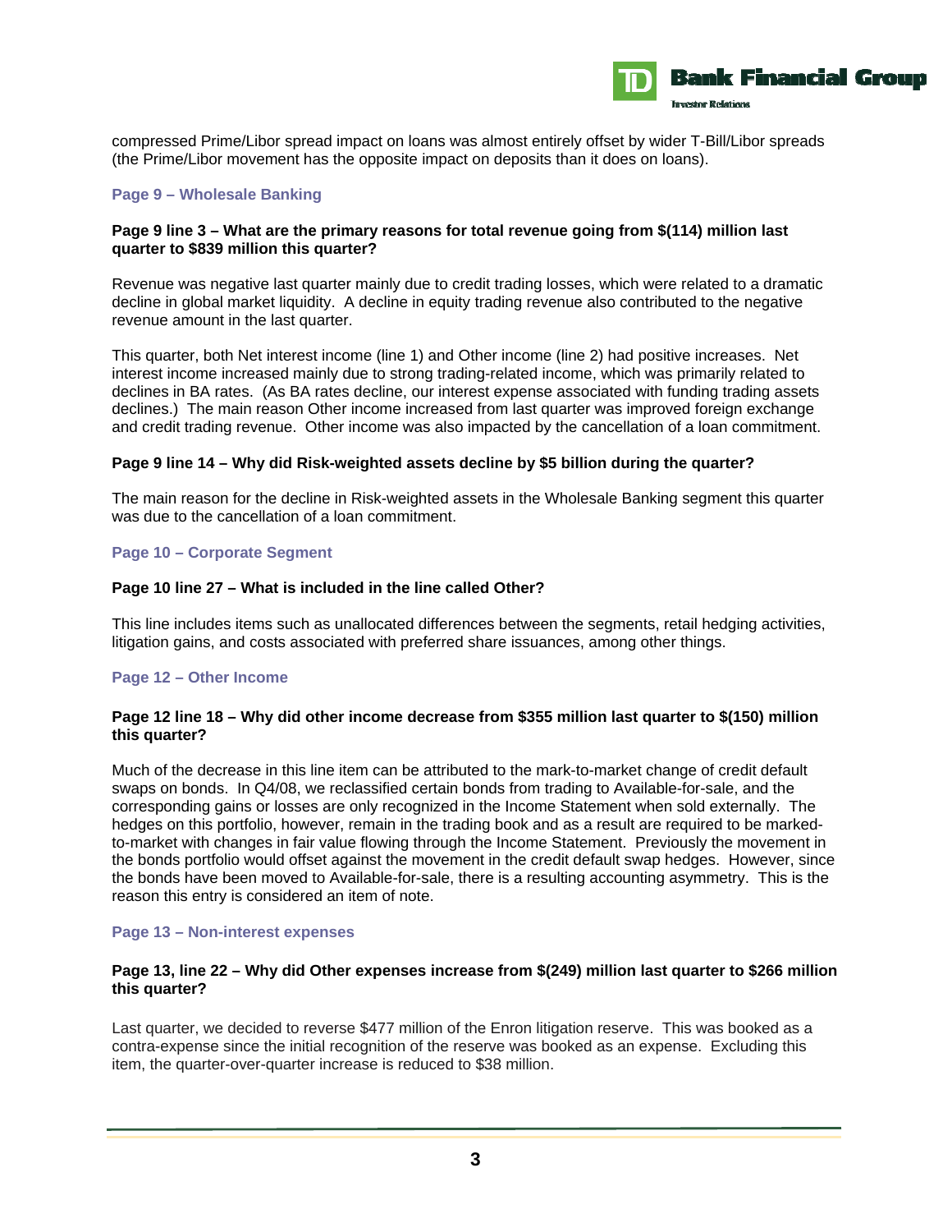compressed Prime/Libor spread impact on loans was almost entirely offset by wider T-Bill/Libor spreads (the Prime/Libor movement has the opposite impact on deposits than it does on loans).

## Page 9 – Wholesale Banking

**Page 9 line 3 – What are the primary reasons for total revenue going from $(114) million last quarter to $839 million this quarter?**

Revenue was negative last quarter mainly due to credit trading losses, which were related to a dramatic decline in global market liquidity. A decline in equity trading revenue also contributed to the negative revenue amount in the last quarter.

This quarter, both Net interest income (line 1) and Other income (line 2) had positive increases. Net interest income increased mainly due to strong trading-related income, which was primarily related to declines in BA rates. (As BA rates decline, our interest expense associated with funding trading assets declines.) The main reason Other income increased from last quarter was improved foreign exchange and credit trading revenue. Other income was also impacted by the cancellation of a loan commitment.

**Page 9 line 14 – Why did Risk-weighted assets decline by $5 billion during the quarter?**

The main reason for the decline in Risk-weighted assets in the Wholesale Banking segment this quarter was due to the cancellation of a loan commitment.

## Page 10 – Corporate Segment

**Page 10 line 27 – What is included in the line called Other?**

This line includes items such as unallocated differences between the segments, retail hedging activities, litigation gains, and costs associated with preferred share issuances, among other things.

## Page 12 – Other Income

**Page 12 line 18 – Why did other income decrease from $355 million last quarter to $(150) million this quarter?**

Much of the decrease in this line item can be attributed to the mark-to-market change of credit default swaps on bonds. In Q4/08, we reclassified certain bonds from trading to Available-for-sale, and the corresponding gains or losses are only recognized in the Income Statement when sold externally. The hedges on this portfolio, however, remain in the trading book and as a result are required to be marked-to-market with changes in fair value flowing through the Income Statement. Previously the movement in the bonds portfolio would offset against the movement in the credit default swap hedges. However, since the bonds have been moved to Available-for-sale, there is a resulting accounting asymmetry. This is the reason this entry is considered an item of note.

## Page 13 – Non-interest expenses

**Page 13, line 22 – Why did Other expenses increase from $(249) million last quarter to $266 million this quarter?**

Last quarter, we decided to reverse $477 million of the Enron litigation reserve. This was booked as a contra-expense since the initial recognition of the reserve was booked as an expense. Excluding this item, the quarter-over-quarter increase is reduced to $38 million.